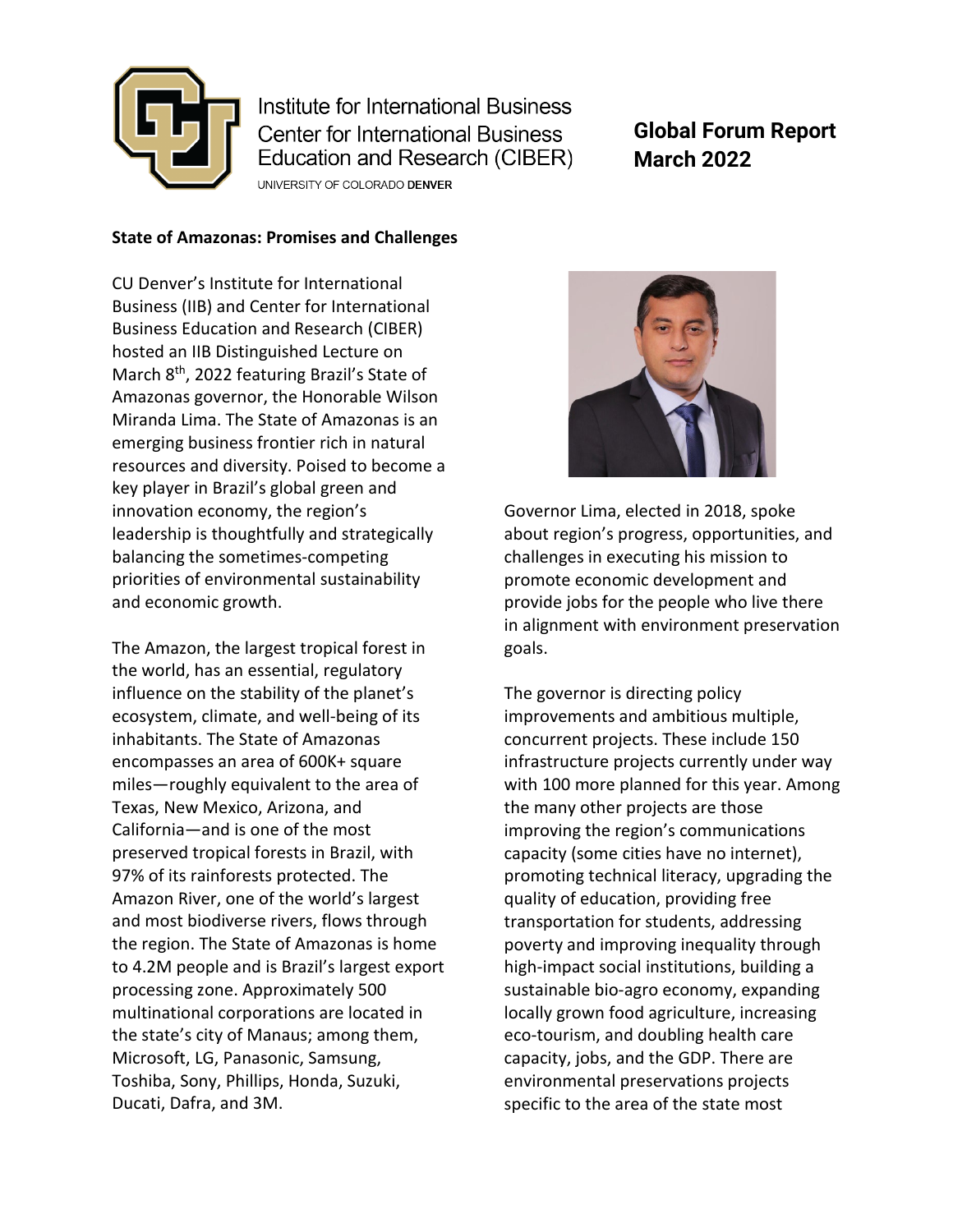Institute for International Business
Center for International Business Education and Research (CIBER)
UNIVERSITY OF COLORADO DENVER

**Global Forum Report**
**March 2022**

## State of Amazonas: Promises and Challenges

CU Denver's Institute for International Business (IIB) and Center for International Business Education and Research (CIBER) hosted an IIB Distinguished Lecture on March 8th, 2022 featuring Brazil's State of Amazonas governor, the Honorable Wilson Miranda Lima. The State of Amazonas is an emerging business frontier rich in natural resources and diversity. Poised to become a key player in Brazil's global green and innovation economy, the region's leadership is thoughtfully and strategically balancing the sometimes-competing priorities of environmental sustainability and economic growth.

The Amazon, the largest tropical forest in the world, has an essential, regulatory influence on the stability of the planet's ecosystem, climate, and well-being of its inhabitants. The State of Amazonas encompasses an area of 600K+ square miles—roughly equivalent to the area of Texas, New Mexico, Arizona, and California—and is one of the most preserved tropical forests in Brazil, with 97% of its rainforests protected. The Amazon River, one of the world's largest and most biodiverse rivers, flows through the region. The State of Amazonas is home to 4.2M people and is Brazil's largest export processing zone. Approximately 500 multinational corporations are located in the state's city of Manaus; among them, Microsoft, LG, Panasonic, Samsung, Toshiba, Sony, Phillips, Honda, Suzuki, Ducati, Dafra, and 3M.

Governor Lima, elected in 2018, spoke about region's progress, opportunities, and challenges in executing his mission to promote economic development and provide jobs for the people who live there in alignment with environment preservation goals.

The governor is directing policy improvements and ambitious multiple, concurrent projects. These include 150 infrastructure projects currently under way with 100 more planned for this year. Among the many other projects are those improving the region's communications capacity (some cities have no internet), promoting technical literacy, upgrading the quality of education, providing free transportation for students, addressing poverty and improving inequality through high-impact social institutions, building a sustainable bio-agro economy, expanding locally grown food agriculture, increasing eco-tourism, and doubling health care capacity, jobs, and the GDP. There are environmental preservations projects specific to the area of the state most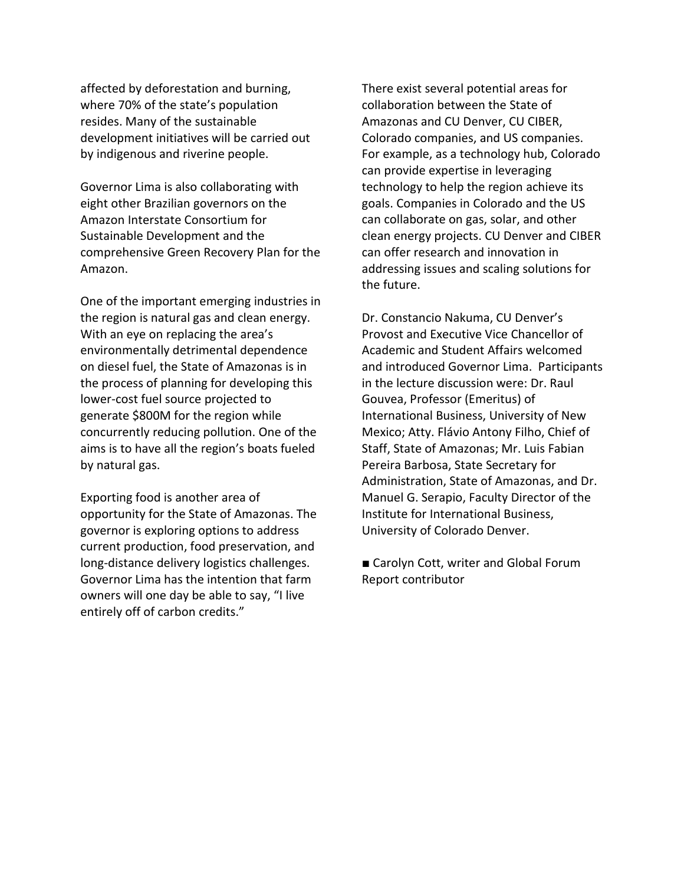affected by deforestation and burning, where 70% of the state's population resides. Many of the sustainable development initiatives will be carried out by indigenous and riverine people.

Governor Lima is also collaborating with eight other Brazilian governors on the Amazon Interstate Consortium for Sustainable Development and the comprehensive Green Recovery Plan for the Amazon.

One of the important emerging industries in the region is natural gas and clean energy. With an eye on replacing the area's environmentally detrimental dependence on diesel fuel, the State of Amazonas is in the process of planning for developing this lower-cost fuel source projected to generate $800M for the region while concurrently reducing pollution. One of the aims is to have all the region's boats fueled by natural gas.

Exporting food is another area of opportunity for the State of Amazonas. The governor is exploring options to address current production, food preservation, and long-distance delivery logistics challenges. Governor Lima has the intention that farm owners will one day be able to say, "I live entirely off of carbon credits."

There exist several potential areas for collaboration between the State of Amazonas and CU Denver, CU CIBER, Colorado companies, and US companies. For example, as a technology hub, Colorado can provide expertise in leveraging technology to help the region achieve its goals. Companies in Colorado and the US can collaborate on gas, solar, and other clean energy projects. CU Denver and CIBER can offer research and innovation in addressing issues and scaling solutions for the future.

Dr. Constancio Nakuma, CU Denver's Provost and Executive Vice Chancellor of Academic and Student Affairs welcomed and introduced Governor Lima. Participants in the lecture discussion were: Dr. Raul Gouvea, Professor (Emeritus) of International Business, University of New Mexico; Atty. Flávio Antony Filho, Chief of Staff, State of Amazonas; Mr. Luis Fabian Pereira Barbosa, State Secretary for Administration, State of Amazonas, and Dr. Manuel G. Serapio, Faculty Director of the Institute for International Business, University of Colorado Denver.

■ Carolyn Cott, writer and Global Forum Report contributor